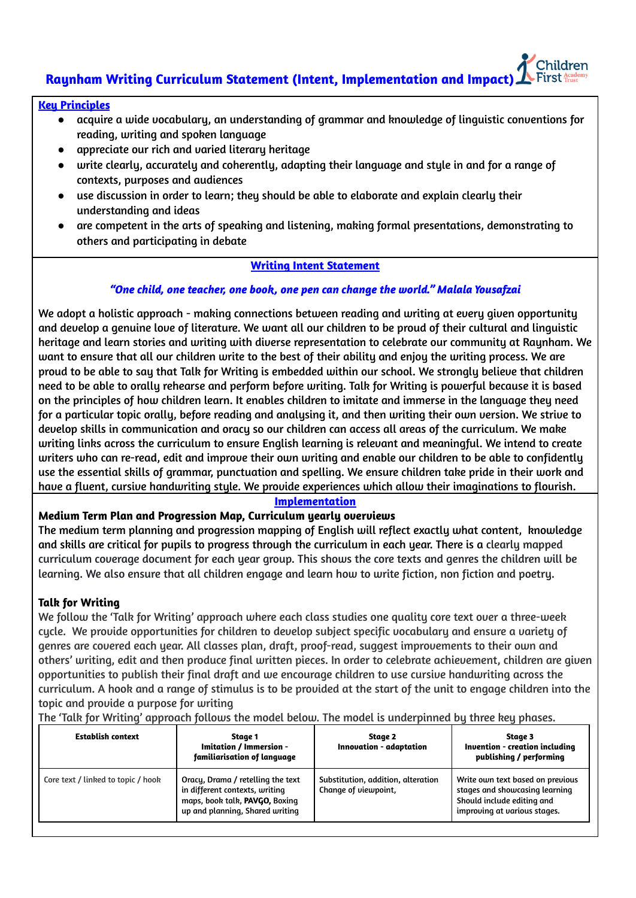# Raynham Writing Curriculum Statement (Intent, Implementation and Impact)

**Key Principles**

- acquire a wide vocabulary, an understanding of grammar and knowledge of linguistic conventions for reading, writing and spoken language
- appreciate our rich and varied literary heritage
- write clearly, accurately and coherently, adapting their language and style in and for a range of contexts, purposes and audiences
- use discussion in order to learn; they should be able to elaborate and explain clearly their understanding and ideas
- are competent in the arts of speaking and listening, making formal presentations, demonstrating to others and participating in debate

## Writing Intent Statement

***"One child, one teacher, one book, one pen can change the world." Malala Yousafzai***

We adopt a holistic approach - making connections between reading and writing at every given opportunity and develop a genuine love of literature. We want all our children to be proud of their cultural and linguistic heritage and learn stories and writing with diverse representation to celebrate our community at Raynham. We want to ensure that all our children write to the best of their ability and enjoy the writing process. We are proud to be able to say that Talk for Writing is embedded within our school. We strongly believe that children need to be able to orally rehearse and perform before writing. Talk for Writing is powerful because it is based on the principles of how children learn. It enables children to imitate and immerse in the language they need for a particular topic orally, before reading and analysing it, and then writing their own version. We strive to develop skills in communication and oracy so our children can access all areas of the curriculum. We make writing links across the curriculum to ensure English learning is relevant and meaningful. We intend to create writers who can re-read, edit and improve their own writing and enable our children to be able to confidently use the essential skills of grammar, punctuation and spelling. We ensure children take pride in their work and have a fluent, cursive handwriting style. We provide experiences which allow their imaginations to flourish.

## Implementation

**Medium Term Plan and Progression Map, Curriculum yearly overviews**

The medium term planning and progression mapping of English will reflect exactly what content, knowledge and skills are critical for pupils to progress through the curriculum in each year. There is a clearly mapped curriculum coverage document for each year group. This shows the core texts and genres the children will be learning. We also ensure that all children engage and learn how to write fiction, non fiction and poetry.

**Talk for Writing**

We follow the 'Talk for Writing' approach where each class studies one quality core text over a three-week cycle. We provide opportunities for children to develop subject specific vocabulary and ensure a variety of genres are covered each year. All classes plan, draft, proof-read, suggest improvements to their own and others' writing, edit and then produce final written pieces. In order to celebrate achievement, children are given opportunities to publish their final draft and we encourage children to use cursive handwriting across the curriculum. A hook and a range of stimulus is to be provided at the start of the unit to engage children into the topic and provide a purpose for writing

The 'Talk for Writing' approach follows the model below. The model is underpinned by three key phases.

| Establish context | Stage 1<br>Imitation / Immersion - familiarisation of language | Stage 2<br>Innovation - adaptation | Stage 3<br>Invention - creation including publishing / performing |
|---|---|---|---|
| Core text / linked to topic / hook | Oracy, Drama / retelling the text in different contexts, writing maps, book talk, **PAVGO,** Boxing up and planning, Shared writing | Substitution, addition, alteration Change of viewpoint, | Write own text based on previous stages and showcasing learning Should include editing and improving at various stages. |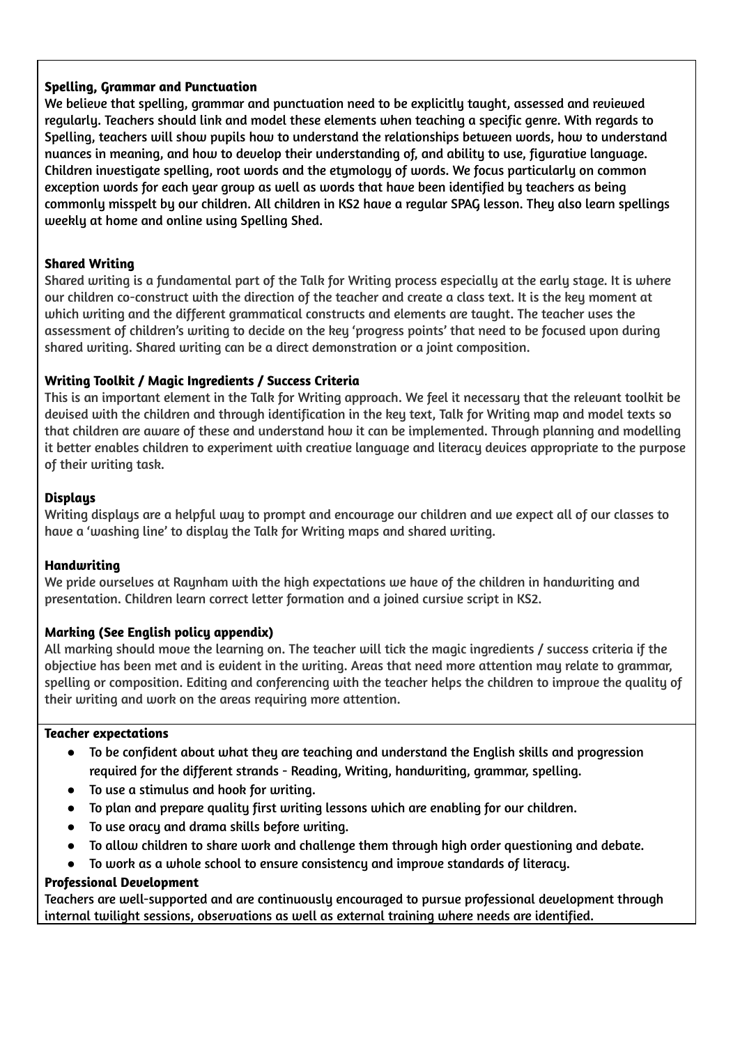**Spelling, Grammar and Punctuation**

We believe that spelling, grammar and punctuation need to be explicitly taught, assessed and reviewed regularly. Teachers should link and model these elements when teaching a specific genre. With regards to Spelling, teachers will show pupils how to understand the relationships between words, how to understand nuances in meaning, and how to develop their understanding of, and ability to use, figurative language. Children investigate spelling, root words and the etymology of words. We focus particularly on common exception words for each year group as well as words that have been identified by teachers as being commonly misspelt by our children. All children in KS2 have a regular SPAG lesson. They also learn spellings weekly at home and online using Spelling Shed.

**Shared Writing**

Shared writing is a fundamental part of the Talk for Writing process especially at the early stage. It is where our children co-construct with the direction of the teacher and create a class text. It is the key moment at which writing and the different grammatical constructs and elements are taught. The teacher uses the assessment of children's writing to decide on the key 'progress points' that need to be focused upon during shared writing. Shared writing can be a direct demonstration or a joint composition.

**Writing Toolkit / Magic Ingredients / Success Criteria**

This is an important element in the Talk for Writing approach. We feel it necessary that the relevant toolkit be devised with the children and through identification in the key text, Talk for Writing map and model texts so that children are aware of these and understand how it can be implemented. Through planning and modelling it better enables children to experiment with creative language and literacy devices appropriate to the purpose of their writing task.

**Displays**

Writing displays are a helpful way to prompt and encourage our children and we expect all of our classes to have a 'washing line' to display the Talk for Writing maps and shared writing.

**Handwriting**

We pride ourselves at Raynham with the high expectations we have of the children in handwriting and presentation. Children learn correct letter formation and a joined cursive script in KS2.

**Marking (See English policy appendix)**

All marking should move the learning on. The teacher will tick the magic ingredients / success criteria if the objective has been met and is evident in the writing. Areas that need more attention may relate to grammar, spelling or composition. Editing and conferencing with the teacher helps the children to improve the quality of their writing and work on the areas requiring more attention.

**Teacher expectations**

- To be confident about what they are teaching and understand the English skills and progression required for the different strands - Reading, Writing, handwriting, grammar, spelling.
- To use a stimulus and hook for writing.
- To plan and prepare quality first writing lessons which are enabling for our children.
- To use oracy and drama skills before writing.
- To allow children to share work and challenge them through high order questioning and debate.
- To work as a whole school to ensure consistency and improve standards of literacy.

**Professional Development**

Teachers are well-supported and are continuously encouraged to pursue professional development through internal twilight sessions, observations as well as external training where needs are identified.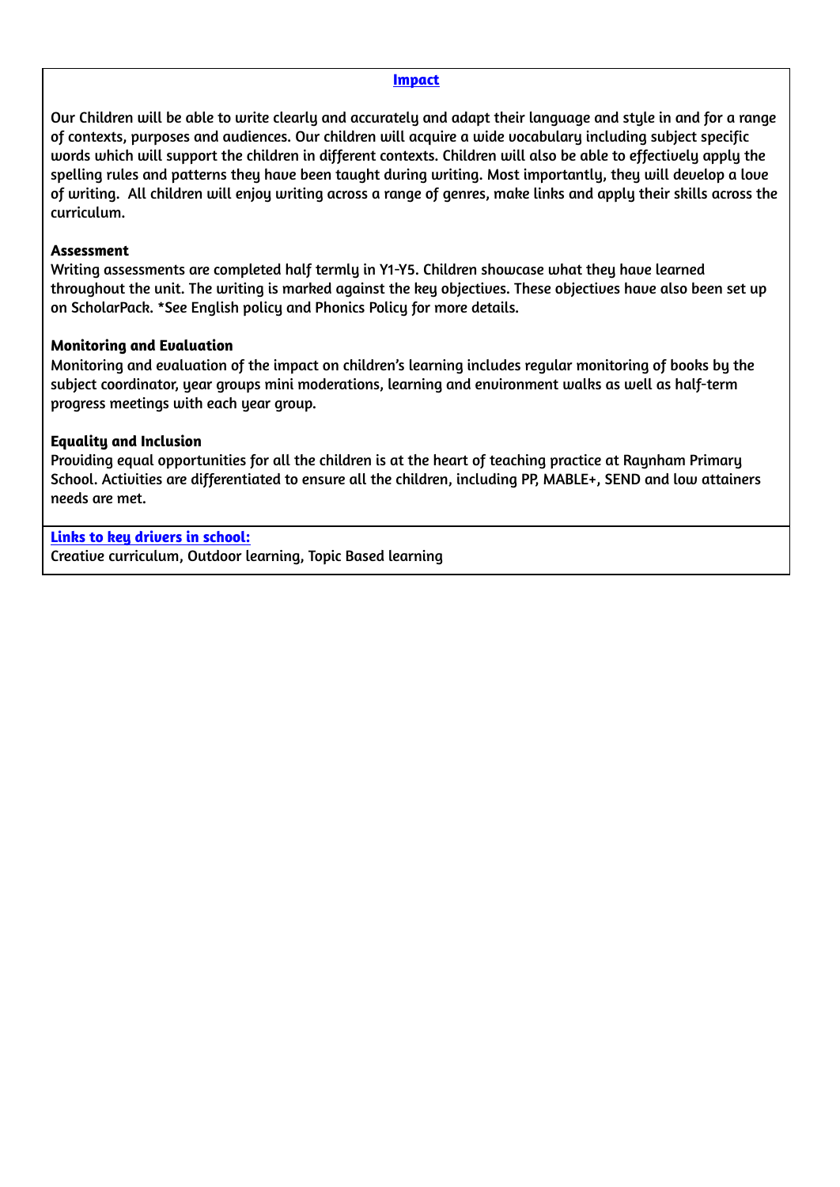## Impact

Our Children will be able to write clearly and accurately and adapt their language and style in and for a range of contexts, purposes and audiences. Our children will acquire a wide vocabulary including subject specific words which will support the children in different contexts. Children will also be able to effectively apply the spelling rules and patterns they have been taught during writing. Most importantly, they will develop a love of writing. All children will enjoy writing across a range of genres, make links and apply their skills across the curriculum.

**Assessment**
Writing assessments are completed half termly in Y1-Y5. Children showcase what they have learned throughout the unit. The writing is marked against the key objectives. These objectives have also been set up on ScholarPack. *See English policy and Phonics Policy for more details.

**Monitoring and Evaluation**
Monitoring and evaluation of the impact on children's learning includes regular monitoring of books by the subject coordinator, year groups mini moderations, learning and environment walks as well as half-term progress meetings with each year group.

**Equality and Inclusion**
Providing equal opportunities for all the children is at the heart of teaching practice at Raynham Primary School. Activities are differentiated to ensure all the children, including PP, MABLE+, SEND and low attainers needs are met.

**Links to key drivers in school:**
Creative curriculum, Outdoor learning, Topic Based learning